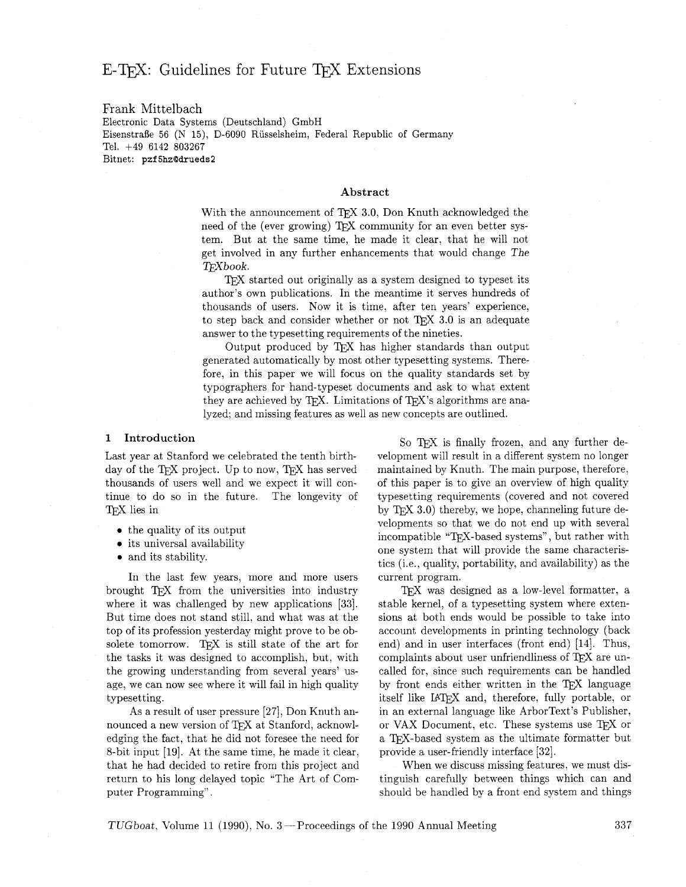# E-TeX: Guidelines for Future TeX Extensions

Frank Mittelbach
Electronic Data Systems (Deutschland) GmbH
Eisenstraße 56 (N 15), D-6090 Rüsselsheim, Federal Republic of Germany
Tel. +49 6142 803267
Bitnet: `pzf5hz@drueds2`

## Abstract

With the announcement of TeX 3.0, Don Knuth acknowledged the need of the (ever growing) TeX community for an even better system. But at the same time, he made it clear, that he will not get involved in any further enhancements that would change *The TeXbook*.

TeX started out originally as a system designed to typeset its author's own publications. In the meantime it serves hundreds of thousands of users. Now it is time, after ten years' experience, to step back and consider whether or not TeX 3.0 is an adequate answer to the typesetting requirements of the nineties.

Output produced by TeX has higher standards than output generated automatically by most other typesetting systems. Therefore, in this paper we will focus on the quality standards set by typographers for hand-typeset documents and ask to what extent they are achieved by TeX. Limitations of TeX's algorithms are analyzed; and missing features as well as new concepts are outlined.

## 1 Introduction

Last year at Stanford we celebrated the tenth birthday of the TeX project. Up to now, TeX has served thousands of users well and we expect it will continue to do so in the future. The longevity of TeX lies in

- the quality of its output
- its universal availability
- and its stability.

In the last few years, more and more users brought TeX from the universities into industry where it was challenged by new applications [33]. But time does not stand still, and what was at the top of its profession yesterday might prove to be obsolete tomorrow. TeX is still state of the art for the tasks it was designed to accomplish, but, with the growing understanding from several years' usage, we can now see where it will fail in high quality typesetting.

As a result of user pressure [27], Don Knuth announced a new version of TeX at Stanford, acknowledging the fact, that he did not foresee the need for 8-bit input [19]. At the same time, he made it clear, that he had decided to retire from this project and return to his long delayed topic "The Art of Computer Programming".

So TeX is finally frozen, and any further development will result in a different system no longer maintained by Knuth. The main purpose, therefore, of this paper is to give an overview of high quality typesetting requirements (covered and not covered by TeX 3.0) thereby, we hope, channeling future developments so that we do not end up with several incompatible "TeX-based systems", but rather with one system that will provide the same characteristics (i.e., quality, portability, and availability) as the current program.

TeX was designed as a low-level formatter, a stable kernel, of a typesetting system where extensions at both ends would be possible to take into account developments in printing technology (back end) and in user interfaces (front end) [14]. Thus, complaints about user unfriendliness of TeX are uncalled for, since such requirements can be handled by front ends either written in the TeX language itself like LaTeX and, therefore, fully portable, or in an external language like ArborText's Publisher, or VAX Document, etc. These systems use TeX or a TeX-based system as the ultimate formatter but provide a user-friendly interface [32].

When we discuss missing features, we must distinguish carefully between things which can and should be handled by a front end system and things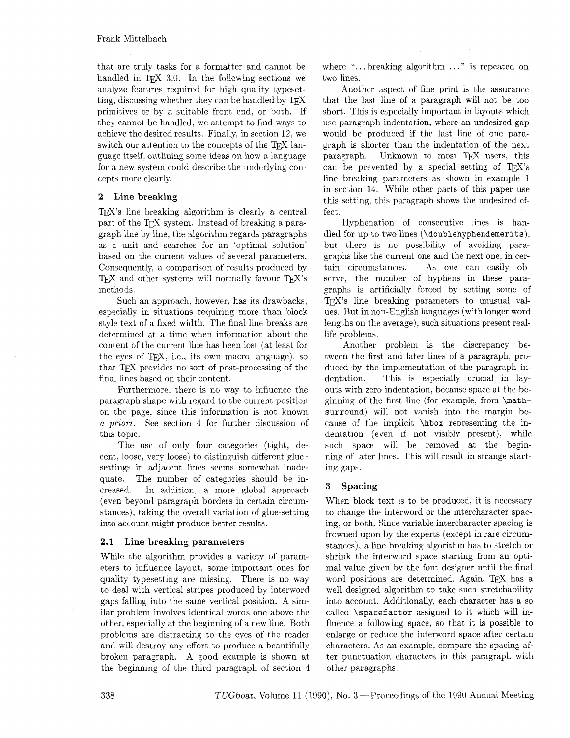that are truly tasks for a formatter and cannot be handled in TEX 3.0. In the following sections we analyze features required for high quality typesetting, discussing whether they can be handled by TEX primitives or by a suitable front end, or both. If they cannot be handled, we attempt to find ways to achieve the desired results. Finally, in section 12, we switch our attention to the concepts of the TEX language itself, outlining some ideas on how a language for a new system could describe the underlying concepts more clearly.

## 2 Line breaking

TEX's line breaking algorithm is clearly a central part of the TEX system. Instead of breaking a paragraph line by line, the algorithm regards paragraphs as a unit and searches for an 'optimal solution' based on the current values of several parameters. Consequently, a comparison of results produced by TEX and other systems will normally favour TEX's methods.

Such an approach, however, has its drawbacks, especially in situations requiring more than block style text of a fixed width. The final line breaks are determined at a time when information about the content of the current line has been lost (at least for the eyes of TEX, i.e., its own macro language), so that TEX provides no sort of post-processing of the final lines based on their content.

Furthermore, there is no way to influence the paragraph shape with regard to the current position on the page, since this information is not known *a priori*. See section 4 for further discussion of this topic.

The use of only four categories (tight, decent, loose, very loose) to distinguish different glue-settings in adjacent lines seems somewhat inadequate. The number of categories should be increased. In addition, a more global approach (even beyond paragraph borders in certain circumstances), taking the overall variation of glue-setting into account might produce better results.

### 2.1 Line breaking parameters

While the algorithm provides a variety of parameters to influence layout, some important ones for quality typesetting are missing. There is no way to deal with vertical stripes produced by interword gaps falling into the same vertical position. A similar problem involves identical words one above the other, especially at the beginning of a new line. Both problems are distracting to the eyes of the reader and will destroy any effort to produce a beautifully broken paragraph. A good example is shown at the beginning of the third paragraph of section 4 where "...breaking algorithm ..." is repeated on two lines.

Another aspect of fine print is the assurance that the last line of a paragraph will not be too short. This is especially important in layouts which use paragraph indentation, where an undesired gap would be produced if the last line of one paragraph is shorter than the indentation of the next paragraph. Unknown to most TEX users, this can be prevented by a special setting of TEX's line breaking parameters as shown in example 1 in section 14. While other parts of this paper use this setting, this paragraph shows the undesired effect.

Hyphenation of consecutive lines is handled for up to two lines (`\doublehyphendemerits`), but there is no possibility of avoiding paragraphs like the current one and the next one, in certain circumstances. As one can easily observe, the number of hyphens in these paragraphs is artificially forced by setting some of TEX's line breaking parameters to unusual values. But in non-English languages (with longer word lengths on the average), such situations present real-life problems.

Another problem is the discrepancy between the first and later lines of a paragraph, produced by the implementation of the paragraph indentation. This is especially crucial in layouts with zero indentation, because space at the beginning of the first line (for example, from `\mathsurround`) will not vanish into the margin because of the implicit `\hbox` representing the indentation (even if not visibly present), while such space will be removed at the beginning of later lines. This will result in strange starting gaps.

## 3 Spacing

When block text is to be produced, it is necessary to change the interword or the intercharacter spacing, or both. Since variable intercharacter spacing is frowned upon by the experts (except in rare circumstances), a line breaking algorithm has to stretch or shrink the interword space starting from an optimal value given by the font designer until the final word positions are determined. Again, TEX has a well designed algorithm to take such stretchability into account. Additionally, each character has a so called `\spacefactor` assigned to it which will influence a following space, so that it is possible to enlarge or reduce the interword space after certain characters. As an example, compare the spacing after punctuation characters in this paragraph with other paragraphs.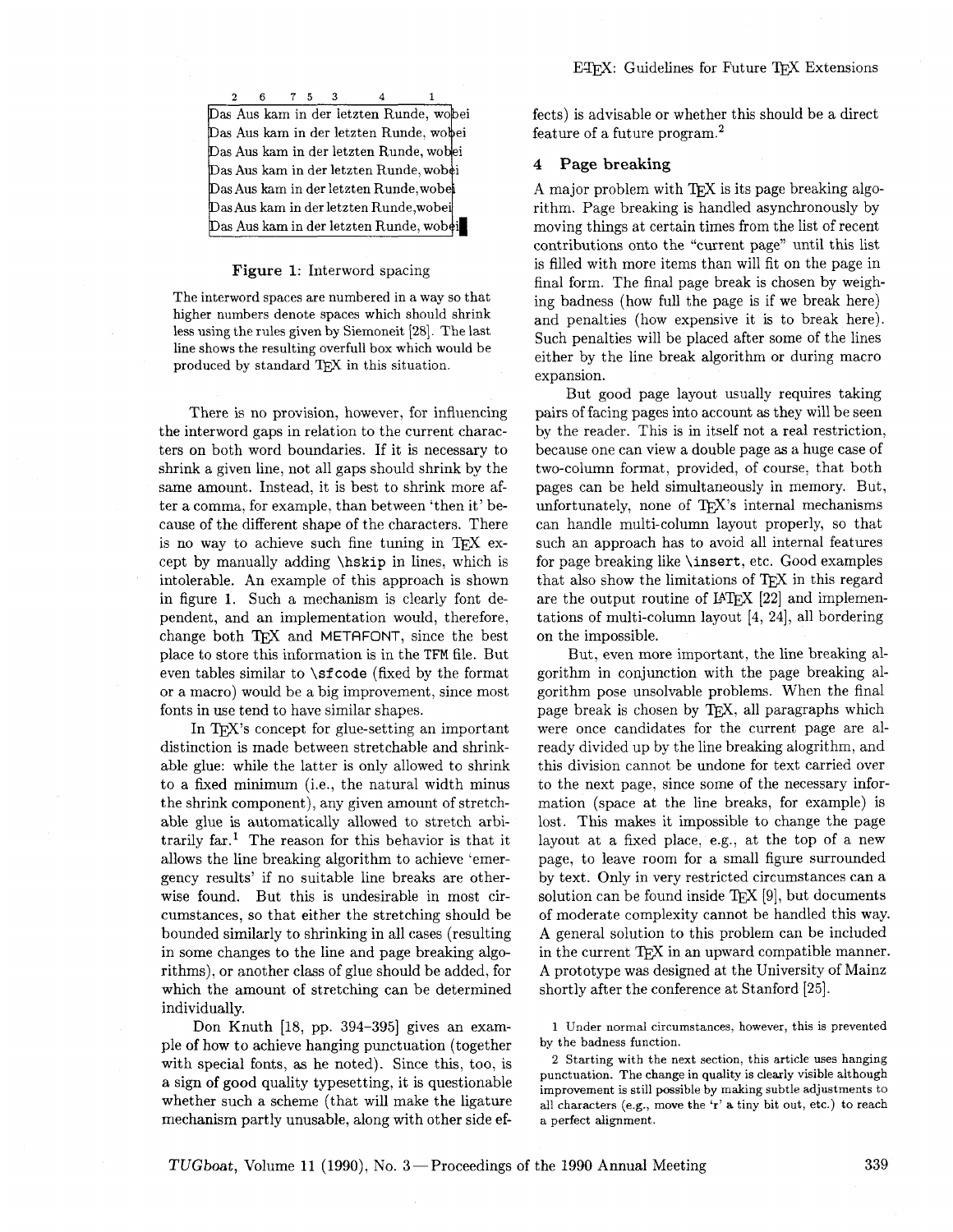```
 2    6    7 5    3         4          1
Das Aus kam in der letzten Runde, wobei
Das Aus kam in der letzten Runde, wobei
Das Aus kam in der letzten Runde, wobei
Das Aus kam in der letzten Runde, wobei
Das Aus kam in der letzten Runde,wobei
Das Aus kam in der letzten Runde,wobei
Das Aus kam in der letzten Runde, wobei
```

**Figure 1**: Interword spacing

The interword spaces are numbered in a way so that higher numbers denote spaces which should shrink less using the rules given by Siemoneit [28]. The last line shows the resulting overfull box which would be produced by standard TEX in this situation.

There is no provision, however, for influencing the interword gaps in relation to the current characters on both word boundaries. If it is necessary to shrink a given line, not all gaps should shrink by the same amount. Instead, it is best to shrink more after a comma, for example, than between 'then it' because of the different shape of the characters. There is no way to achieve such fine tuning in TEX except by manually adding `\hskip` in lines, which is intolerable. An example of this approach is shown in figure 1. Such a mechanism is clearly font dependent, and an implementation would, therefore, change both TEX and METAFONT, since the best place to store this information is in the TFM file. But even tables similar to `\sfcode` (fixed by the format or a macro) would be a big improvement, since most fonts in use tend to have similar shapes.

In TEX's concept for glue-setting an important distinction is made between stretchable and shrinkable glue: while the latter is only allowed to shrink to a fixed minimum (i.e., the natural width minus the shrink component), any given amount of stretchable glue is automatically allowed to stretch arbitrarily far.[1] The reason for this behavior is that it allows the line breaking algorithm to achieve 'emergency results' if no suitable line breaks are otherwise found. But this is undesirable in most circumstances, so that either the stretching should be bounded similarly to shrinking in all cases (resulting in some changes to the line and page breaking algorithms), or another class of glue should be added, for which the amount of stretching can be determined individually.

Don Knuth [18, pp. 394–395] gives an example of how to achieve hanging punctuation (together with special fonts, as he noted). Since this, too, is a sign of good quality typesetting, it is questionable whether such a scheme (that will make the ligature mechanism partly unusable, along with other side effects) is advisable or whether this should be a direct feature of a future program.[2]

## 4 Page breaking

A major problem with TEX is its page breaking algorithm. Page breaking is handled asynchronously by moving things at certain times from the list of recent contributions onto the "current page" until this list is filled with more items than will fit on the page in final form. The final page break is chosen by weighing badness (how full the page is if we break here) and penalties (how expensive it is to break here). Such penalties will be placed after some of the lines either by the line break algorithm or during macro expansion.

But good page layout usually requires taking pairs of facing pages into account as they will be seen by the reader. This is in itself not a real restriction, because one can view a double page as a huge case of two-column format, provided, of course, that both pages can be held simultaneously in memory. But, unfortunately, none of TEX's internal mechanisms can handle multi-column layout properly, so that such an approach has to avoid all internal features for page breaking like `\insert`, etc. Good examples that also show the limitations of TEX in this regard are the output routine of LATEX [22] and implementations of multi-column layout [4, 24], all bordering on the impossible.

But, even more important, the line breaking algorithm in conjunction with the page breaking algorithm pose unsolvable problems. When the final page break is chosen by TEX, all paragraphs which were once candidates for the current page are already divided up by the line breaking alogrithm, and this division cannot be undone for text carried over to the next page, since some of the necessary information (space at the line breaks, for example) is lost. This makes it impossible to change the page layout at a fixed place, e.g., at the top of a new page, to leave room for a small figure surrounded by text. Only in very restricted circumstances can a solution can be found inside TEX [9], but documents of moderate complexity cannot be handled this way. A general solution to this problem can be included in the current TEX in an upward compatible manner. A prototype was designed at the University of Mainz shortly after the conference at Stanford [25].

1 Under normal circumstances, however, this is prevented by the badness function.

2 Starting with the next section, this article uses hanging punctuation. The change in quality is clearly visible although improvement is still possible by making subtle adjustments to all characters (e.g., move the 'r' a tiny bit out, etc.) to reach a perfect alignment.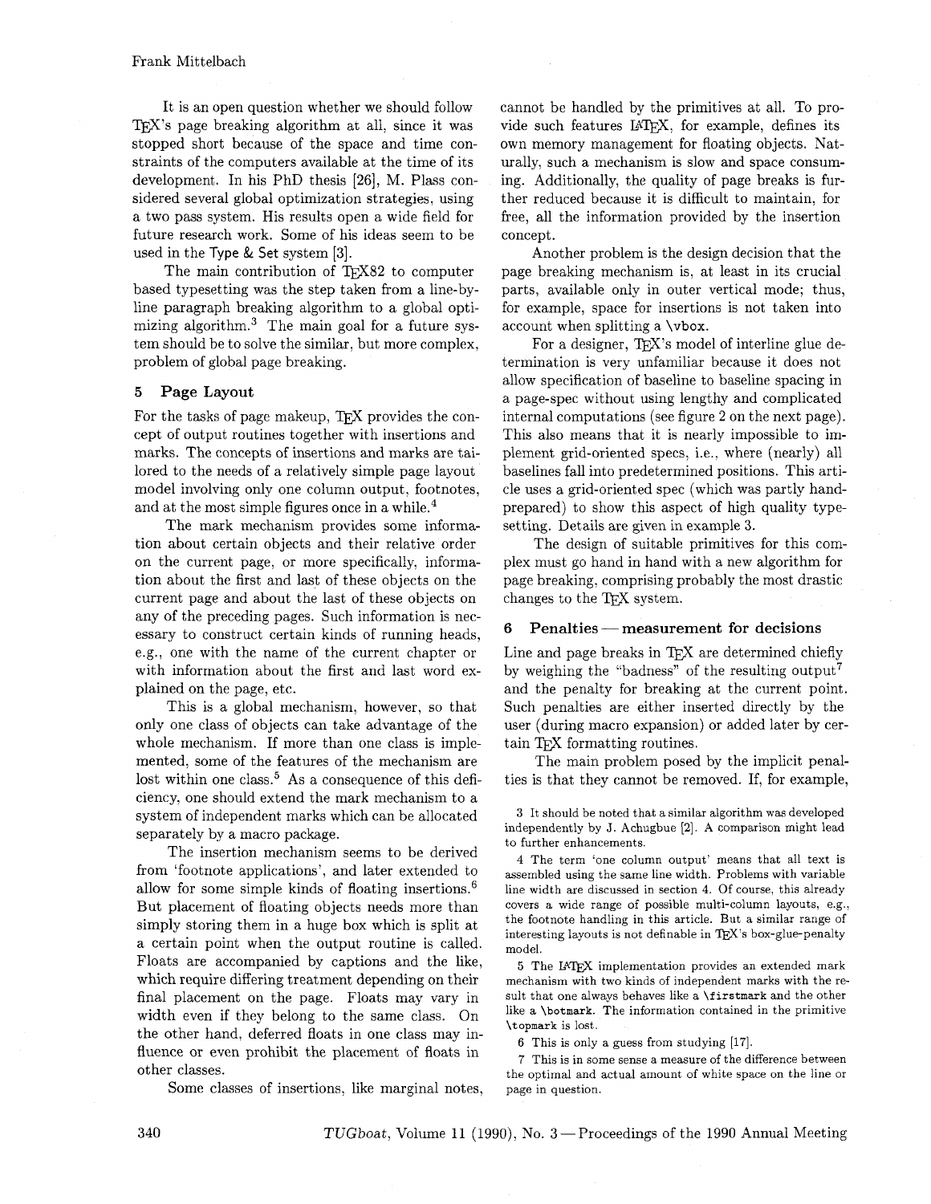It is an open question whether we should follow TeX's page breaking algorithm at all, since it was stopped short because of the space and time constraints of the computers available at the time of its development. In his PhD thesis [26], M. Plass considered several global optimization strategies, using a two pass system. His results open a wide field for future research work. Some of his ideas seem to be used in the Type & Set system [3].

The main contribution of TeX82 to computer based typesetting was the step taken from a line-by-line paragraph breaking algorithm to a global optimizing algorithm.[3] The main goal for a future system should be to solve the similar, but more complex, problem of global page breaking.

## 5 Page Layout

For the tasks of page makeup, TeX provides the concept of output routines together with insertions and marks. The concepts of insertions and marks are tailored to the needs of a relatively simple page layout model involving only one column output, footnotes, and at the most simple figures once in a while.[4]

The mark mechanism provides some information about certain objects and their relative order on the current page, or more specifically, information about the first and last of these objects on the current page and about the last of these objects on any of the preceding pages. Such information is necessary to construct certain kinds of running heads, e.g., one with the name of the current chapter or with information about the first and last word explained on the page, etc.

This is a global mechanism, however, so that only one class of objects can take advantage of the whole mechanism. If more than one class is implemented, some of the features of the mechanism are lost within one class.[5] As a consequence of this deficiency, one should extend the mark mechanism to a system of independent marks which can be allocated separately by a macro package.

The insertion mechanism seems to be derived from 'footnote applications', and later extended to allow for some simple kinds of floating insertions.[6] But placement of floating objects needs more than simply storing them in a huge box which is split at a certain point when the output routine is called. Floats are accompanied by captions and the like, which require differing treatment depending on their final placement on the page. Floats may vary in width even if they belong to the same class. On the other hand, deferred floats in one class may influence or even prohibit the placement of floats in other classes.

Some classes of insertions, like marginal notes, cannot be handled by the primitives at all. To provide such features LaTeX, for example, defines its own memory management for floating objects. Naturally, such a mechanism is slow and space consuming. Additionally, the quality of page breaks is further reduced because it is difficult to maintain, for free, all the information provided by the insertion concept.

Another problem is the design decision that the page breaking mechanism is, at least in its crucial parts, available only in outer vertical mode; thus, for example, space for insertions is not taken into account when splitting a `\vbox`.

For a designer, TeX's model of interline glue determination is very unfamiliar because it does not allow specification of baseline to baseline spacing in a page-spec without using lengthy and complicated internal computations (see figure 2 on the next page). This also means that it is nearly impossible to implement grid-oriented specs, i.e., where (nearly) all baselines fall into predetermined positions. This article uses a grid-oriented spec (which was partly hand-prepared) to show this aspect of high quality typesetting. Details are given in example 3.

The design of suitable primitives for this complex must go hand in hand with a new algorithm for page breaking, comprising probably the most drastic changes to the TeX system.

## 6 Penalties — measurement for decisions

Line and page breaks in TeX are determined chiefly by weighing the "badness" of the resulting output[7] and the penalty for breaking at the current point. Such penalties are either inserted directly by the user (during macro expansion) or added later by certain TeX formatting routines.

The main problem posed by the implicit penalties is that they cannot be removed. If, for example,

---

3 It should be noted that a similar algorithm was developed independently by J. Achugbue [2]. A comparison might lead to further enhancements.

4 The term 'one column output' means that all text is assembled using the same line width. Problems with variable line width are discussed in section 4. Of course, this already covers a wide range of possible multi-column layouts, e.g., the footnote handling in this article. But a similar range of interesting layouts is not definable in TeX's box-glue-penalty model.

5 The LaTeX implementation provides an extended mark mechanism with two kinds of independent marks with the result that one always behaves like a `\firstmark` and the other like a `\botmark`. The information contained in the primitive `\topmark` is lost.

6 This is only a guess from studying [17].

7 This is in some sense a measure of the difference between the optimal and actual amount of white space on the line or page in question.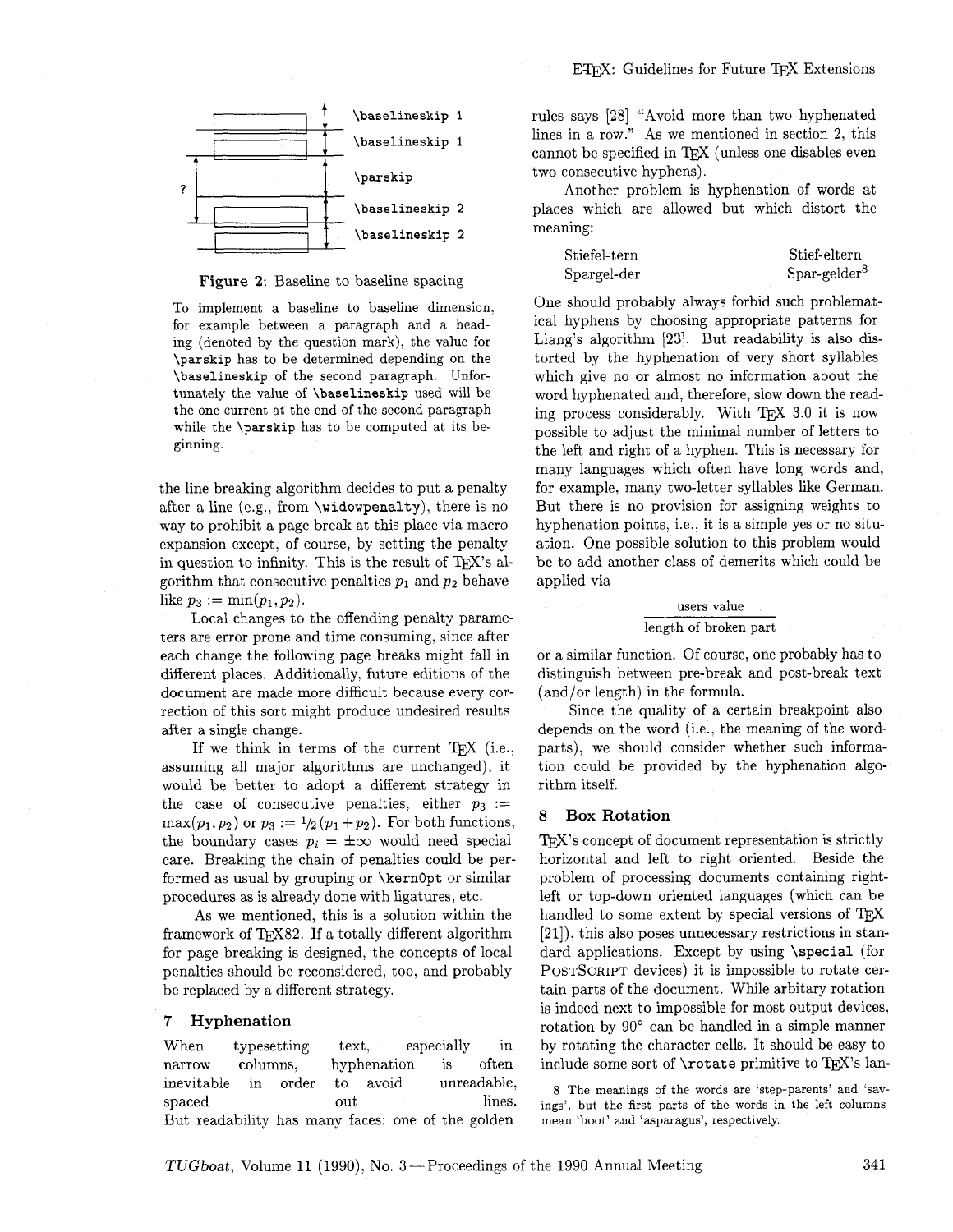Figure 2: Baseline to baseline spacing

To implement a baseline to baseline dimension, for example between a paragraph and a heading (denoted by the question mark), the value for `\parskip` has to be determined depending on the `\baselineskip` of the second paragraph. Unfortunately the value of `\baselineskip` used will be the one current at the end of the second paragraph while the `\parskip` has to be computed at its beginning.

the line breaking algorithm decides to put a penalty after a line (e.g., from `\widowpenalty`), there is no way to prohibit a page break at this place via macro expansion except, of course, by setting the penalty in question to infinity. This is the result of TeX's algorithm that consecutive penalties $p_1$ and $p_2$ behave like $p_3 := \min(p_1, p_2)$.

Local changes to the offending penalty parameters are error prone and time consuming, since after each change the following page breaks might fall in different places. Additionally, future editions of the document are made more difficult because every correction of this sort might produce undesired results after a single change.

If we think in terms of the current TeX (i.e., assuming all major algorithms are unchanged), it would be better to adopt a different strategy in the case of consecutive penalties, either $p_3 := \max(p_1, p_2)$ or $p_3 := {}^1\!/_2\,(p_1 + p_2)$. For both functions, the boundary cases $p_i = \pm\infty$ would need special care. Breaking the chain of penalties could be performed as usual by grouping or `\kern0pt` or similar procedures as is already done with ligatures, etc.

As we mentioned, this is a solution within the framework of TeX82. If a totally different algorithm for page breaking is designed, the concepts of local penalties should be reconsidered, too, and probably be replaced by a different strategy.

## 7 Hyphenation

When typesetting text, especially in narrow columns, hyphenation is often inevitable in order to avoid unreadable, spaced out lines. But readability has many faces; one of the golden rules says [28] "Avoid more than two hyphenated lines in a row." As we mentioned in section 2, this cannot be specified in TeX (unless one disables even two consecutive hyphens).

Another problem is hyphenation of words at places which are allowed but which distort the meaning:

| | |
|---|---|
| Stiefel-tern | Stief-eltern |
| Spargel-der | Spar-gelder[8] |

One should probably always forbid such problematical hyphens by choosing appropriate patterns for Liang's algorithm [23]. But readability is also distorted by the hyphenation of very short syllables which give no or almost no information about the word hyphenated and, therefore, slow down the reading process considerably. With TeX 3.0 it is now possible to adjust the minimal number of letters to the left and right of a hyphen. This is necessary for many languages which often have long words and, for example, many two-letter syllables like German. But there is no provision for assigning weights to hyphenation points, i.e., it is a simple yes or no situation. One possible solution to this problem would be to add another class of demerits which could be applied via

$$\frac{\text{users value}}{\text{length of broken part}}$$

or a similar function. Of course, one probably has to distinguish between pre-break and post-break text (and/or length) in the formula.

Since the quality of a certain breakpoint also depends on the word (i.e., the meaning of the word-parts), we should consider whether such information could be provided by the hyphenation algorithm itself.

## 8 Box Rotation

TeX's concept of document representation is strictly horizontal and left to right oriented. Beside the problem of processing documents containing right-left or top-down oriented languages (which can be handled to some extent by special versions of TeX [21]), this also poses unnecessary restrictions in standard applications. Except by using `\special` (for PostScript devices) it is impossible to rotate certain parts of the document. While arbitary rotation is indeed next to impossible for most output devices, rotation by 90° can be handled in a simple manner by rotating the character cells. It should be easy to include some sort of `\rotate` primitive to TeX's lan-

[8] The meanings of the words are 'step-parents' and 'savings', but the first parts of the words in the left columns mean 'boot' and 'asparagus', respectively.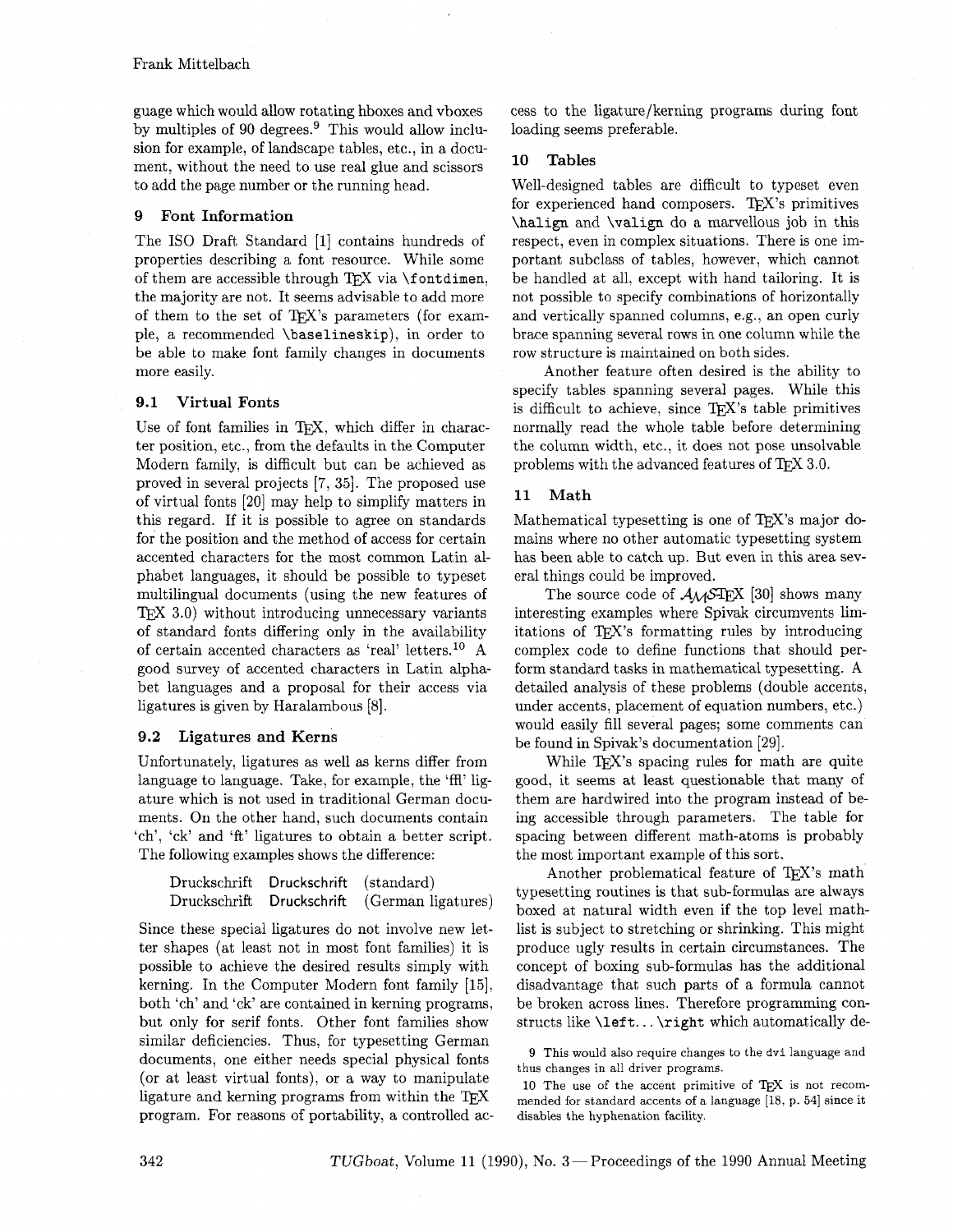guage which would allow rotating hboxes and vboxes by multiples of 90 degrees.[9] This would allow inclusion for example, of landscape tables, etc., in a document, without the need to use real glue and scissors to add the page number or the running head.

## 9 Font Information

The ISO Draft Standard [1] contains hundreds of properties describing a font resource. While some of them are accessible through TeX via `\fontdimen`, the majority are not. It seems advisable to add more of them to the set of TeX's parameters (for example, a recommended `\baselineskip`), in order to be able to make font family changes in documents more easily.

### 9.1 Virtual Fonts

Use of font families in TeX, which differ in character position, etc., from the defaults in the Computer Modern family, is difficult but can be achieved as proved in several projects [7, 35]. The proposed use of virtual fonts [20] may help to simplify matters in this regard. If it is possible to agree on standards for the position and the method of access for certain accented characters for the most common Latin alphabet languages, it should be possible to typeset multilingual documents (using the new features of TeX 3.0) without introducing unnecessary variants of standard fonts differing only in the availability of certain accented characters as 'real' letters.[10] A good survey of accented characters in Latin alphabet languages and a proposal for their access via ligatures is given by Haralambous [8].

### 9.2 Ligatures and Kerns

Unfortunately, ligatures as well as kerns differ from language to language. Take, for example, the 'ffl' ligature which is not used in traditional German documents. On the other hand, such documents contain 'ch', 'ck' and 'ft' ligatures to obtain a better script. The following examples shows the difference:

Druckschrift Druckschrift (standard)
Druckschrift Druckschrift (German ligatures)

Since these special ligatures do not involve new letter shapes (at least not in most font families) it is possible to achieve the desired results simply with kerning. In the Computer Modern font family [15], both 'ch' and 'ck' are contained in kerning programs, but only for serif fonts. Other font families show similar deficiencies. Thus, for typesetting German documents, one either needs special physical fonts (or at least virtual fonts), or a way to manipulate ligature and kerning programs from within the TeX program. For reasons of portability, a controlled access to the ligature/kerning programs during font loading seems preferable.

## 10 Tables

Well-designed tables are difficult to typeset even for experienced hand composers. TeX's primitives `\halign` and `\valign` do a marvellous job in this respect, even in complex situations. There is one important subclass of tables, however, which cannot be handled at all, except with hand tailoring. It is not possible to specify combinations of horizontally and vertically spanned columns, e.g., an open curly brace spanning several rows in one column while the row structure is maintained on both sides.

Another feature often desired is the ability to specify tables spanning several pages. While this is difficult to achieve, since TeX's table primitives normally read the whole table before determining the column width, etc., it does not pose unsolvable problems with the advanced features of TeX 3.0.

## 11 Math

Mathematical typesetting is one of TeX's major domains where no other automatic typesetting system has been able to catch up. But even in this area several things could be improved.

The source code of AMS-TeX [30] shows many interesting examples where Spivak circumvents limitations of TeX's formatting rules by introducing complex code to define functions that should perform standard tasks in mathematical typesetting. A detailed analysis of these problems (double accents, under accents, placement of equation numbers, etc.) would easily fill several pages; some comments can be found in Spivak's documentation [29].

While TeX's spacing rules for math are quite good, it seems at least questionable that many of them are hardwired into the program instead of being accessible through parameters. The table for spacing between different math-atoms is probably the most important example of this sort.

Another problematical feature of TeX's math typesetting routines is that sub-formulas are always boxed at natural width even if the top level mathlist is subject to stretching or shrinking. This might produce ugly results in certain circumstances. The concept of boxing sub-formulas has the additional disadvantage that such parts of a formula cannot be broken across lines. Therefore programming constructs like `\left`... `\right` which automatically de-

9 This would also require changes to the dvi language and thus changes in all driver programs.

10 The use of the accent primitive of TeX is not recommended for standard accents of a language [18, p. 54] since it disables the hyphenation facility.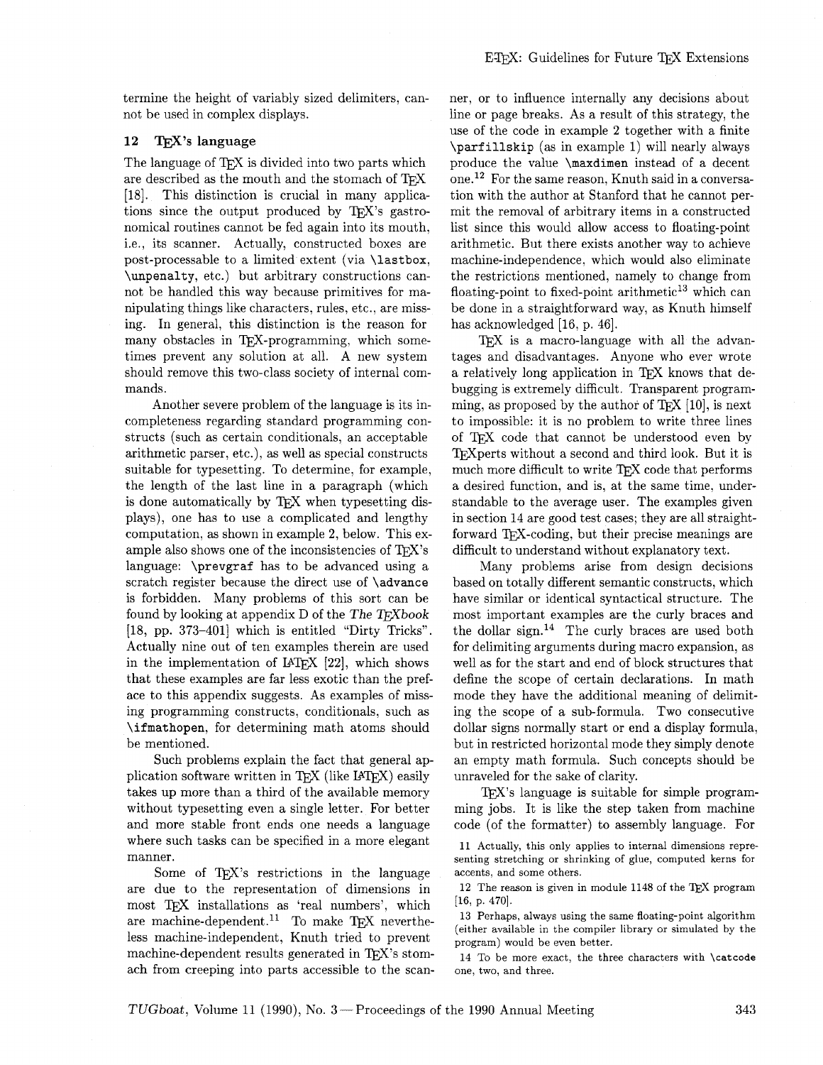termine the height of variably sized delimiters, cannot be used in complex displays.

## 12 TeX's language

The language of TeX is divided into two parts which are described as the mouth and the stomach of TeX [18]. This distinction is crucial in many applications since the output produced by TeX's gastronomical routines cannot be fed again into its mouth, i.e., its scanner. Actually, constructed boxes are post-processable to a limited extent (via `\lastbox`, `\unpenalty`, etc.) but arbitrary constructions cannot be handled this way because primitives for manipulating things like characters, rules, etc., are missing. In general, this distinction is the reason for many obstacles in TeX-programming, which sometimes prevent any solution at all. A new system should remove this two-class society of internal commands.

Another severe problem of the language is its incompleteness regarding standard programming constructs (such as certain conditionals, an acceptable arithmetic parser, etc.), as well as special constructs suitable for typesetting. To determine, for example, the length of the last line in a paragraph (which is done automatically by TeX when typesetting displays), one has to use a complicated and lengthy computation, as shown in example 2, below. This example also shows one of the inconsistencies of TeX's language: `\prevgraf` has to be advanced using a scratch register because the direct use of `\advance` is forbidden. Many problems of this sort can be found by looking at appendix D of the *The TeXbook* [18, pp. 373–401] which is entitled "Dirty Tricks". Actually nine out of ten examples therein are used in the implementation of LaTeX [22], which shows that these examples are far less exotic than the preface to this appendix suggests. As examples of missing programming constructs, conditionals, such as `\ifmathopen`, for determining math atoms should be mentioned.

Such problems explain the fact that general application software written in TeX (like LaTeX) easily takes up more than a third of the available memory without typesetting even a single letter. For better and more stable front ends one needs a language where such tasks can be specified in a more elegant manner.

Some of TeX's restrictions in the language are due to the representation of dimensions in most TeX installations as 'real numbers', which are machine-dependent.[11] To make TeX nevertheless machine-independent, Knuth tried to prevent machine-dependent results generated in TeX's stomach from creeping into parts accessible to the scanner, or to influence internally any decisions about line or page breaks. As a result of this strategy, the use of the code in example 2 together with a finite `\parfillskip` (as in example 1) will nearly always produce the value `\maxdimen` instead of a decent one.[12] For the same reason, Knuth said in a conversation with the author at Stanford that he cannot permit the removal of arbitrary items in a constructed list since this would allow access to floating-point arithmetic. But there exists another way to achieve machine-independence, which would also eliminate the restrictions mentioned, namely to change from floating-point to fixed-point arithmetic[13] which can be done in a straightforward way, as Knuth himself has acknowledged [16, p. 46].

TeX is a macro-language with all the advantages and disadvantages. Anyone who ever wrote a relatively long application in TeX knows that debugging is extremely difficult. Transparent programming, as proposed by the author of TeX [10], is next to impossible: it is no problem to write three lines of TeX code that cannot be understood even by TeXperts without a second and third look. But it is much more difficult to write TeX code that performs a desired function, and is, at the same time, understandable to the average user. The examples given in section 14 are good test cases; they are all straightforward TeX-coding, but their precise meanings are difficult to understand without explanatory text.

Many problems arise from design decisions based on totally different semantic constructs, which have similar or identical syntactical structure. The most important examples are the curly braces and the dollar sign.[14] The curly braces are used both for delimiting arguments during macro expansion, as well as for the start and end of block structures that define the scope of certain declarations. In math mode they have the additional meaning of delimiting the scope of a sub-formula. Two consecutive dollar signs normally start or end a display formula, but in restricted horizontal mode they simply denote an empty math formula. Such concepts should be unraveled for the sake of clarity.

TeX's language is suitable for simple programming jobs. It is like the step taken from machine code (of the formatter) to assembly language. For

---

11 Actually, this only applies to internal dimensions representing stretching or shrinking of glue, computed kerns for accents, and some others.

12 The reason is given in module 1148 of the TeX program [16, p. 470].

13 Perhaps, always using the same floating-point algorithm (either available in the compiler library or simulated by the program) would be even better.

14 To be more exact, the three characters with `\catcode` one, two, and three.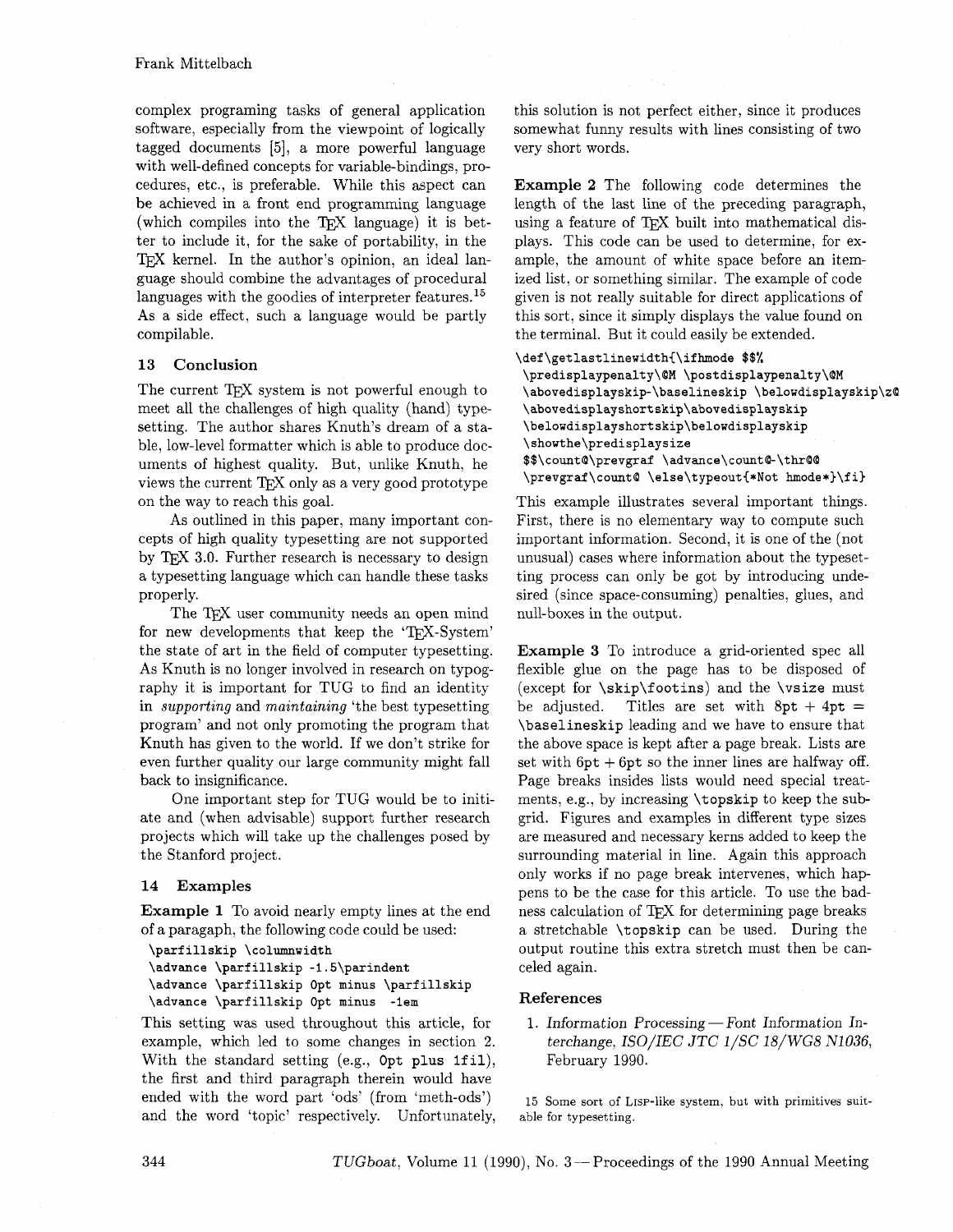complex programing tasks of general application software, especially from the viewpoint of logically tagged documents [5], a more powerful language with well-defined concepts for variable-bindings, procedures, etc., is preferable. While this aspect can be achieved in a front end programming language (which compiles into the TeX language) it is better to include it, for the sake of portability, in the TeX kernel. In the author's opinion, an ideal language should combine the advantages of procedural languages with the goodies of interpreter features.[15] As a side effect, such a language would be partly compilable.

## 13 Conclusion

The current TeX system is not powerful enough to meet all the challenges of high quality (hand) typesetting. The author shares Knuth's dream of a stable, low-level formatter which is able to produce documents of highest quality. But, unlike Knuth, he views the current TeX only as a very good prototype on the way to reach this goal.

As outlined in this paper, many important concepts of high quality typesetting are not supported by TeX 3.0. Further research is necessary to design a typesetting language which can handle these tasks properly.

The TeX user community needs an open mind for new developments that keep the 'TeX-System' the state of art in the field of computer typesetting. As Knuth is no longer involved in research on typography it is important for TUG to find an identity in *supporting* and *maintaining* 'the best typesetting program' and not only promoting the program that Knuth has given to the world. If we don't strike for even further quality our large community might fall back to insignificance.

One important step for TUG would be to initiate and (when advisable) support further research projects which will take up the challenges posed by the Stanford project.

## 14 Examples

**Example 1** To avoid nearly empty lines at the end of a paragaph, the following code could be used:

```
\parfillskip \columnwidth
\advance \parfillskip -1.5\parindent
\advance \parfillskip 0pt minus \parfillskip
\advance \parfillskip 0pt minus  -1em
```

This setting was used throughout this article, for example, which led to some changes in section 2. With the standard setting (e.g., `0pt plus 1fil`), the first and third paragraph therein would have ended with the word part 'ods' (from 'meth-ods') and the word 'topic' respectively. Unfortunately, this solution is not perfect either, since it produces somewhat funny results with lines consisting of two very short words.

**Example 2** The following code determines the length of the last line of the preceding paragraph, using a feature of TeX built into mathematical displays. This code can be used to determine, for example, the amount of white space before an itemized list, or something similar. The example of code given is not really suitable for direct applications of this sort, since it simply displays the value found on the terminal. But it could easily be extended.

```
\def\getlastlinewidth{\ifhmode $$%
 \predisplaypenalty\@M \postdisplaypenalty\@M
 \abovedisplayskip-\baselineskip \belowdisplayskip\z@
 \abovedisplayshortskip\abovedisplayskip
 \belowdisplayshortskip\belowdisplayskip
 \showthe\predisplaysize
 $$\count@\prevgraf \advance\count@-\thr@@
 \prevgraf\count@ \else\typeout{*Not hmode*}\fi}
```

This example illustrates several important things. First, there is no elementary way to compute such important information. Second, it is one of the (not unusual) cases where information about the typesetting process can only be got by introducing undesired (since space-consuming) penalties, glues, and null-boxes in the output.

**Example 3** To introduce a grid-oriented spec all flexible glue on the page has to be disposed of (except for `\skip\footins`) and the `\vsize` must be adjusted. Titles are set with 8pt + 4pt = `\baselineskip` leading and we have to ensure that the above space is kept after a page break. Lists are set with 6pt + 6pt so the inner lines are halfway off. Page breaks insides lists would need special treatments, e.g., by increasing `\topskip` to keep the subgrid. Figures and examples in different type sizes are measured and necessary kerns added to keep the surrounding material in line. Again this approach only works if no page break intervenes, which happens to be the case for this article. To use the badness calculation of TeX for determining page breaks a stretchable `\topskip` can be used. During the output routine this extra stretch must then be canceled again.

### References

1. *Information Processing — Font Information Interchange, ISO/IEC JTC 1/SC 18/WG8 N1036*, February 1990.

---

15 Some sort of LISP-like system, but with primitives suitable for typesetting.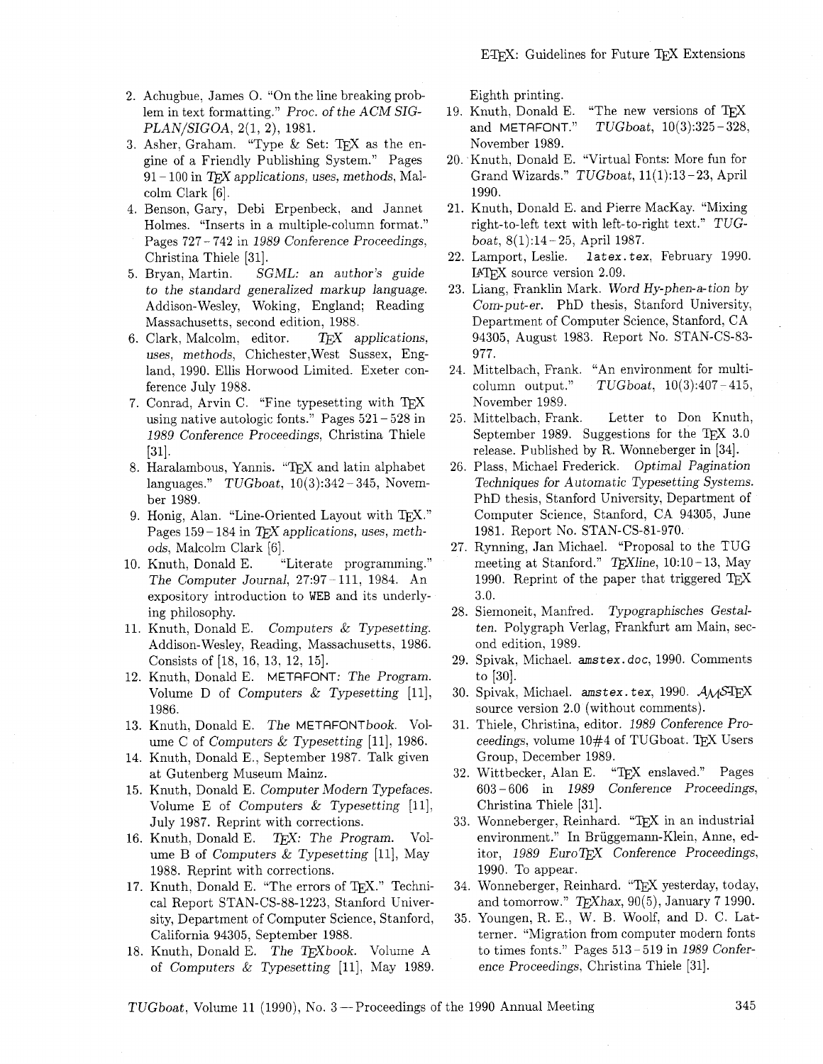2. Achugbue, James O. "On the line breaking problem in text formatting." *Proc. of the ACM SIGPLAN/SIGOA*, 2(1, 2), 1981.
3. Asher, Graham. "Type & Set: TEX as the engine of a Friendly Publishing System." Pages 91–100 in *TEX applications, uses, methods*, Malcolm Clark [6].
4. Benson, Gary, Debi Erpenbeck, and Jannet Holmes. "Inserts in a multiple-column format." Pages 727–742 in *1989 Conference Proceedings*, Christina Thiele [31].
5. Bryan, Martin. *SGML: an author's guide to the standard generalized markup language.* Addison-Wesley, Woking, England; Reading Massachusetts, second edition, 1988.
6. Clark, Malcolm, editor. *TEX applications, uses, methods*, Chichester,West Sussex, England, 1990. Ellis Horwood Limited. Exeter conference July 1988.
7. Conrad, Arvin C. "Fine typesetting with TEX using native autologic fonts." Pages 521–528 in *1989 Conference Proceedings*, Christina Thiele [31].
8. Haralambous, Yannis. "TEX and latin alphabet languages." *TUGboat*, 10(3):342–345, November 1989.
9. Honig, Alan. "Line-Oriented Layout with TEX." Pages 159–184 in *TEX applications, uses, methods*, Malcolm Clark [6].
10. Knuth, Donald E. "Literate programming." *The Computer Journal*, 27:97–111, 1984. An expository introduction to WEB and its underlying philosophy.
11. Knuth, Donald E. *Computers & Typesetting.* Addison-Wesley, Reading, Massachusetts, 1986. Consists of [18, 16, 13, 12, 15].
12. Knuth, Donald E. *METAFONT: The Program.* Volume D of *Computers & Typesetting* [11], 1986.
13. Knuth, Donald E. *The METAFONTbook.* Volume C of *Computers & Typesetting* [11], 1986.
14. Knuth, Donald E., September 1987. Talk given at Gutenberg Museum Mainz.
15. Knuth, Donald E. *Computer Modern Typefaces.* Volume E of *Computers & Typesetting* [11], July 1987. Reprint with corrections.
16. Knuth, Donald E. *TEX: The Program.* Volume B of *Computers & Typesetting* [11], May 1988. Reprint with corrections.
17. Knuth, Donald E. "The errors of TEX." Technical Report STAN-CS-88-1223, Stanford University, Department of Computer Science, Stanford, California 94305, September 1988.
18. Knuth, Donald E. *The TEXbook.* Volume A of *Computers & Typesetting* [11], May 1989. Eighth printing.
19. Knuth, Donald E. "The new versions of TEX and METAFONT." *TUGboat*, 10(3):325–328, November 1989.
20. Knuth, Donald E. "Virtual Fonts: More fun for Grand Wizards." *TUGboat*, 11(1):13–23, April 1990.
21. Knuth, Donald E. and Pierre MacKay. "Mixing right-to-left text with left-to-right text." *TUGboat*, 8(1):14–25, April 1987.
22. Lamport, Leslie. `latex.tex`, February 1990. LATEX source version 2.09.
23. Liang, Franklin Mark. *Word Hy-phen-a-tion by Com-put-er.* PhD thesis, Stanford University, Department of Computer Science, Stanford, CA 94305, August 1983. Report No. STAN-CS-83-977.
24. Mittelbach, Frank. "An environment for multicolumn output." *TUGboat*, 10(3):407–415, November 1989.
25. Mittelbach, Frank. Letter to Don Knuth, September 1989. Suggestions for the TEX 3.0 release. Published by R. Wonneberger in [34].
26. Plass, Michael Frederick. *Optimal Pagination Techniques for Automatic Typesetting Systems.* PhD thesis, Stanford University, Department of Computer Science, Stanford, CA 94305, June 1981. Report No. STAN-CS-81-970.
27. Rynning, Jan Michael. "Proposal to the TUG meeting at Stanford." *TEXline*, 10:10–13, May 1990. Reprint of the paper that triggered TEX 3.0.
28. Siemoneit, Manfred. *Typographisches Gestalten.* Polygraph Verlag, Frankfurt am Main, second edition, 1989.
29. Spivak, Michael. *amstex.doc*, 1990. Comments to [30].
30. Spivak, Michael. *amstex.tex*, 1990. AMS-TEX source version 2.0 (without comments).
31. Thiele, Christina, editor. *1989 Conference Proceedings*, volume 10#4 of TUGboat. TEX Users Group, December 1989.
32. Wittbecker, Alan E. "TEX enslaved." Pages 603–606 in *1989 Conference Proceedings*, Christina Thiele [31].
33. Wonneberger, Reinhard. "TEX in an industrial environment." In Brüggemann-Klein, Anne, editor, *1989 EuroTEX Conference Proceedings*, 1990. To appear.
34. Wonneberger, Reinhard. "TEX yesterday, today, and tomorrow." *TEXhax*, 90(5), January 7 1990.
35. Youngen, R. E., W. B. Woolf, and D. C. Latterner. "Migration from computer modern fonts to times fonts." Pages 513–519 in *1989 Conference Proceedings*, Christina Thiele [31].